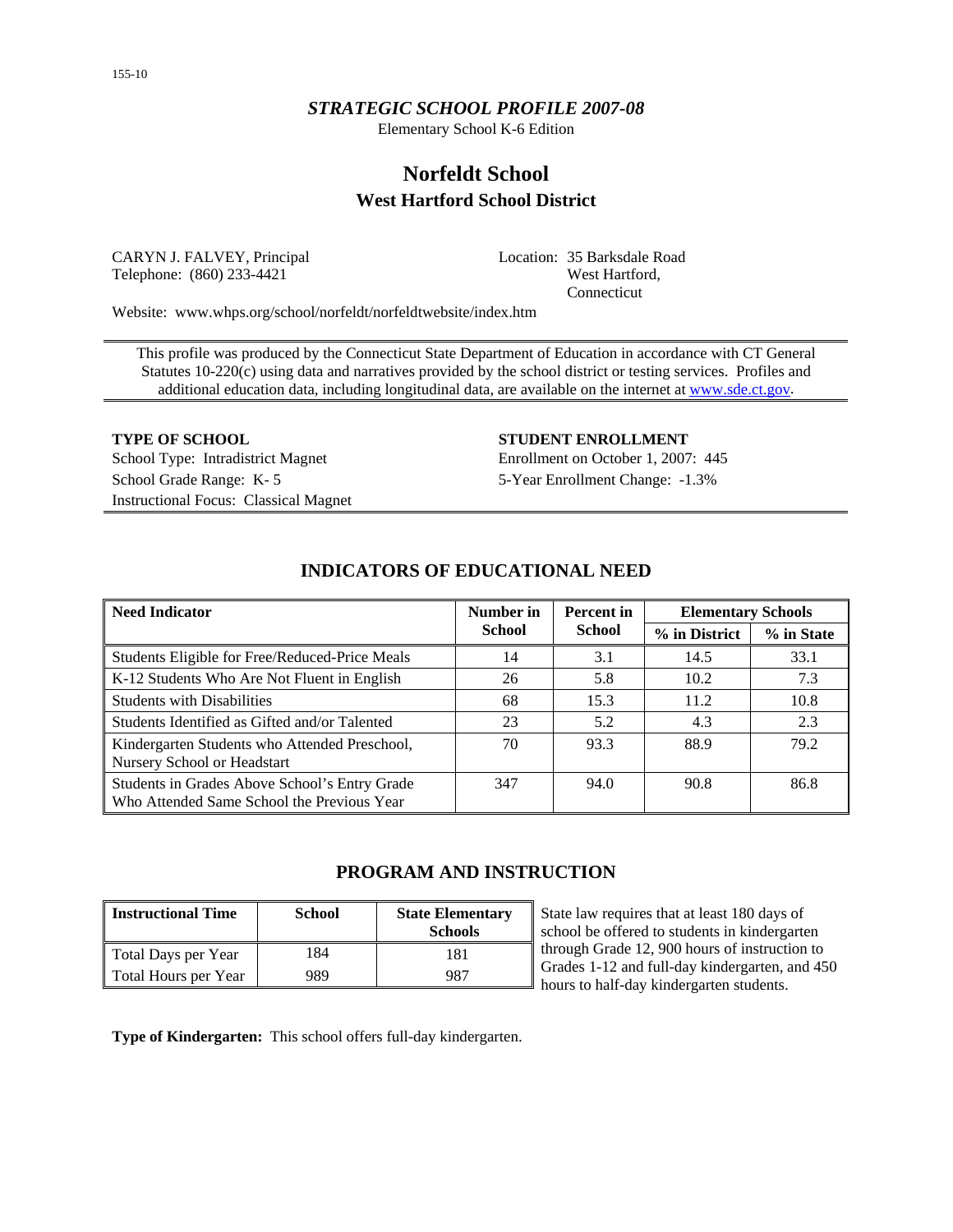*STRATEGIC SCHOOL PROFILE 2007-08*

Elementary School K-6 Edition

# Norfeldt School
## West Hartford School District

CARYN J. FALVEY, Principal
Telephone: (860) 233-4421

Location: 35 Barksdale Road
West Hartford,
Connecticut

Website: www.whps.org/school/norfeldt/norfeldtwebsite/index.htm

This profile was produced by the Connecticut State Department of Education in accordance with CT General Statutes 10-220(c) using data and narratives provided by the school district or testing services. Profiles and additional education data, including longitudinal data, are available on the internet at www.sde.ct.gov.

**TYPE OF SCHOOL**

School Type: Intradistrict Magnet
School Grade Range: K- 5
Instructional Focus: Classical Magnet

**STUDENT ENROLLMENT**

Enrollment on October 1, 2007: 445
5-Year Enrollment Change: -1.3%

## INDICATORS OF EDUCATIONAL NEED

| Need Indicator | Number in School | Percent in School | Elementary Schools | |
|---|---|---|---|---|
| | | | % in District | % in State |
| Students Eligible for Free/Reduced-Price Meals | 14 | 3.1 | 14.5 | 33.1 |
| K-12 Students Who Are Not Fluent in English | 26 | 5.8 | 10.2 | 7.3 |
| Students with Disabilities | 68 | 15.3 | 11.2 | 10.8 |
| Students Identified as Gifted and/or Talented | 23 | 5.2 | 4.3 | 2.3 |
| Kindergarten Students who Attended Preschool, Nursery School or Headstart | 70 | 93.3 | 88.9 | 79.2 |
| Students in Grades Above School's Entry Grade Who Attended Same School the Previous Year | 347 | 94.0 | 90.8 | 86.8 |

## PROGRAM AND INSTRUCTION

| Instructional Time | School | State Elementary Schools |
|---|---|---|
| Total Days per Year | 184 | 181 |
| Total Hours per Year | 989 | 987 |

State law requires that at least 180 days of school be offered to students in kindergarten through Grade 12, 900 hours of instruction to Grades 1-12 and full-day kindergarten, and 450 hours to half-day kindergarten students.

**Type of Kindergarten:** This school offers full-day kindergarten.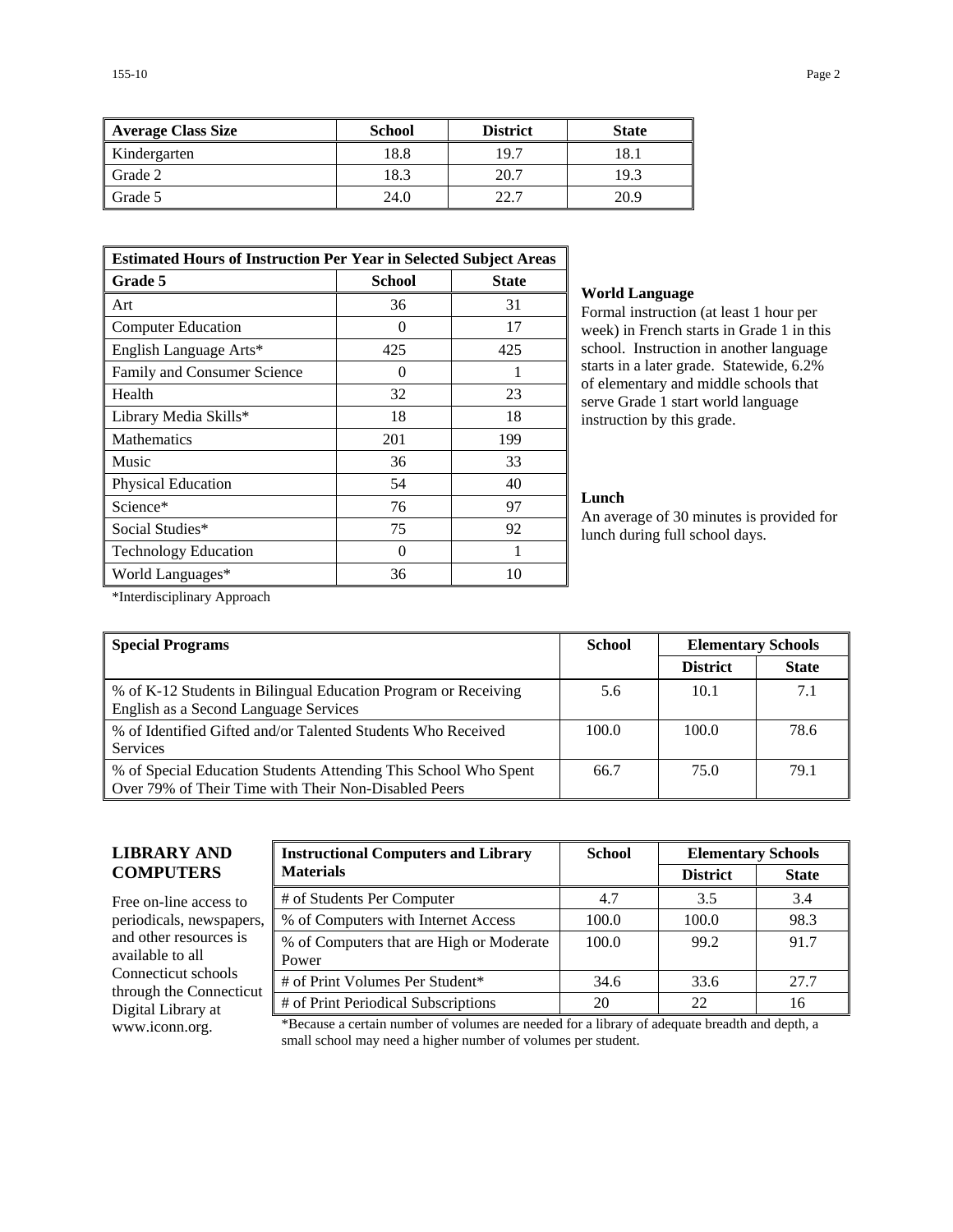| Average Class Size | School | District | State |
|---|---|---|---|
| Kindergarten | 18.8 | 19.7 | 18.1 |
| Grade 2 | 18.3 | 20.7 | 19.3 |
| Grade 5 | 24.0 | 22.7 | 20.9 |

| Estimated Hours of Instruction Per Year in Selected Subject Areas | | |
|---|---|---|
| **Grade 5** | **School** | **State** |
| Art | 36 | 31 |
| Computer Education | 0 | 17 |
| English Language Arts* | 425 | 425 |
| Family and Consumer Science | 0 | 1 |
| Health | 32 | 23 |
| Library Media Skills* | 18 | 18 |
| Mathematics | 201 | 199 |
| Music | 36 | 33 |
| Physical Education | 54 | 40 |
| Science* | 76 | 97 |
| Social Studies* | 75 | 92 |
| Technology Education | 0 | 1 |
| World Languages* | 36 | 10 |

*Interdisciplinary Approach

**World Language**
Formal instruction (at least 1 hour per week) in French starts in Grade 1 in this school. Instruction in another language starts in a later grade. Statewide, 6.2% of elementary and middle schools that serve Grade 1 start world language instruction by this grade.

**Lunch**
An average of 30 minutes is provided for lunch during full school days.

| Special Programs | School | Elementary Schools | |
|---|---|---|---|
| | | **District** | **State** |
| % of K-12 Students in Bilingual Education Program or Receiving English as a Second Language Services | 5.6 | 10.1 | 7.1 |
| % of Identified Gifted and/or Talented Students Who Received Services | 100.0 | 100.0 | 78.6 |
| % of Special Education Students Attending This School Who Spent Over 79% of Their Time with Their Non-Disabled Peers | 66.7 | 75.0 | 79.1 |

## LIBRARY AND COMPUTERS

Free on-line access to periodicals, newspapers, and other resources is available to all Connecticut schools through the Connecticut Digital Library at www.iconn.org.

| Instructional Computers and Library Materials | School | Elementary Schools | |
|---|---|---|---|
| | | **District** | **State** |
| # of Students Per Computer | 4.7 | 3.5 | 3.4 |
| % of Computers with Internet Access | 100.0 | 100.0 | 98.3 |
| % of Computers that are High or Moderate Power | 100.0 | 99.2 | 91.7 |
| # of Print Volumes Per Student* | 34.6 | 33.6 | 27.7 |
| # of Print Periodical Subscriptions | 20 | 22 | 16 |

*Because a certain number of volumes are needed for a library of adequate breadth and depth, a small school may need a higher number of volumes per student.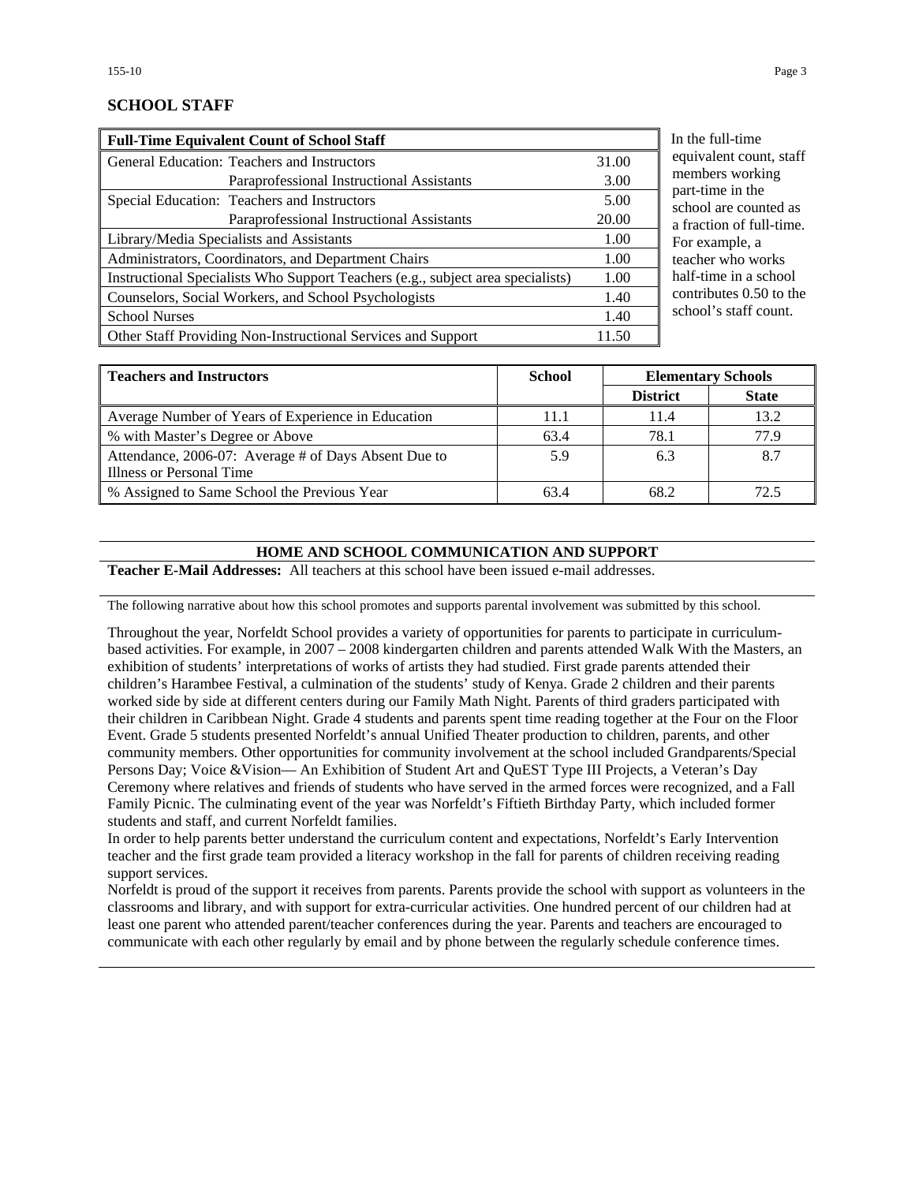## SCHOOL STAFF

| Full-Time Equivalent Count of School Staff | | |
|---|---|---|
| General Education: | Teachers and Instructors | 31.00 |
| | Paraprofessional Instructional Assistants | 3.00 |
| Special Education: | Teachers and Instructors | 5.00 |
| | Paraprofessional Instructional Assistants | 20.00 |
| Library/Media Specialists and Assistants | | 1.00 |
| Administrators, Coordinators, and Department Chairs | | 1.00 |
| Instructional Specialists Who Support Teachers (e.g., subject area specialists) | | 1.00 |
| Counselors, Social Workers, and School Psychologists | | 1.40 |
| School Nurses | | 1.40 |
| Other Staff Providing Non-Instructional Services and Support | | 11.50 |

In the full-time equivalent count, staff members working part-time in the school are counted as a fraction of full-time. For example, a teacher who works half-time in a school contributes 0.50 to the school's staff count.

| Teachers and Instructors | School | Elementary Schools | |
|---|---|---|---|
| | | District | State |
| Average Number of Years of Experience in Education | 11.1 | 11.4 | 13.2 |
| % with Master's Degree or Above | 63.4 | 78.1 | 77.9 |
| Attendance, 2006-07: Average # of Days Absent Due to Illness or Personal Time | 5.9 | 6.3 | 8.7 |
| % Assigned to Same School the Previous Year | 63.4 | 68.2 | 72.5 |

## HOME AND SCHOOL COMMUNICATION AND SUPPORT

**Teacher E-Mail Addresses:** All teachers at this school have been issued e-mail addresses.

The following narrative about how this school promotes and supports parental involvement was submitted by this school.

Throughout the year, Norfeldt School provides a variety of opportunities for parents to participate in curriculum-based activities. For example, in 2007 – 2008 kindergarten children and parents attended Walk With the Masters, an exhibition of students' interpretations of works of artists they had studied. First grade parents attended their children's Harambee Festival, a culmination of the students' study of Kenya. Grade 2 children and their parents worked side by side at different centers during our Family Math Night. Parents of third graders participated with their children in Caribbean Night. Grade 4 students and parents spent time reading together at the Four on the Floor Event. Grade 5 students presented Norfeldt's annual Unified Theater production to children, parents, and other community members. Other opportunities for community involvement at the school included Grandparents/Special Persons Day; Voice &Vision— An Exhibition of Student Art and QuEST Type III Projects, a Veteran's Day Ceremony where relatives and friends of students who have served in the armed forces were recognized, and a Fall Family Picnic. The culminating event of the year was Norfeldt's Fiftieth Birthday Party, which included former students and staff, and current Norfeldt families.

In order to help parents better understand the curriculum content and expectations, Norfeldt's Early Intervention teacher and the first grade team provided a literacy workshop in the fall for parents of children receiving reading support services.

Norfeldt is proud of the support it receives from parents. Parents provide the school with support as volunteers in the classrooms and library, and with support for extra-curricular activities. One hundred percent of our children had at least one parent who attended parent/teacher conferences during the year. Parents and teachers are encouraged to communicate with each other regularly by email and by phone between the regularly schedule conference times.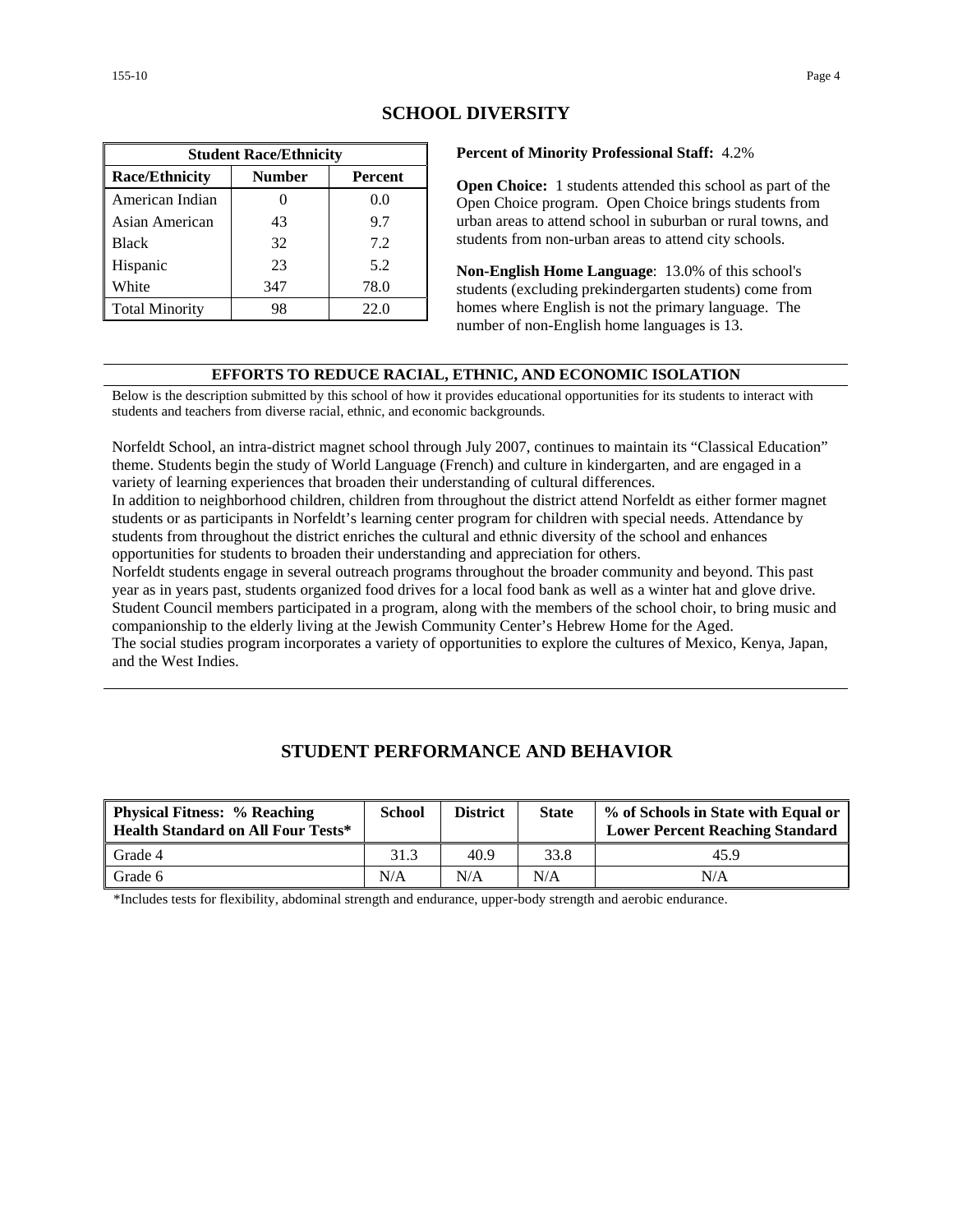## SCHOOL DIVERSITY

| Student Race/Ethnicity | | |
|---|---|---|
| **Race/Ethnicity** | **Number** | **Percent** |
| American Indian | 0 | 0.0 |
| Asian American | 43 | 9.7 |
| Black | 32 | 7.2 |
| Hispanic | 23 | 5.2 |
| White | 347 | 78.0 |
| Total Minority | 98 | 22.0 |

**Percent of Minority Professional Staff:** 4.2%

**Open Choice:** 1 students attended this school as part of the Open Choice program. Open Choice brings students from urban areas to attend school in suburban or rural towns, and students from non-urban areas to attend city schools.

**Non-English Home Language**: 13.0% of this school's students (excluding prekindergarten students) come from homes where English is not the primary language. The number of non-English home languages is 13.

### EFFORTS TO REDUCE RACIAL, ETHNIC, AND ECONOMIC ISOLATION

Below is the description submitted by this school of how it provides educational opportunities for its students to interact with students and teachers from diverse racial, ethnic, and economic backgrounds.

Norfeldt School, an intra-district magnet school through July 2007, continues to maintain its "Classical Education" theme. Students begin the study of World Language (French) and culture in kindergarten, and are engaged in a variety of learning experiences that broaden their understanding of cultural differences.

In addition to neighborhood children, children from throughout the district attend Norfeldt as either former magnet students or as participants in Norfeldt's learning center program for children with special needs. Attendance by students from throughout the district enriches the cultural and ethnic diversity of the school and enhances opportunities for students to broaden their understanding and appreciation for others.

Norfeldt students engage in several outreach programs throughout the broader community and beyond. This past year as in years past, students organized food drives for a local food bank as well as a winter hat and glove drive. Student Council members participated in a program, along with the members of the school choir, to bring music and companionship to the elderly living at the Jewish Community Center's Hebrew Home for the Aged.

The social studies program incorporates a variety of opportunities to explore the cultures of Mexico, Kenya, Japan, and the West Indies.

## STUDENT PERFORMANCE AND BEHAVIOR

| Physical Fitness: % Reaching Health Standard on All Four Tests* | School | District | State | % of Schools in State with Equal or Lower Percent Reaching Standard |
|---|---|---|---|---|
| Grade 4 | 31.3 | 40.9 | 33.8 | 45.9 |
| Grade 6 | N/A | N/A | N/A | N/A |

*Includes tests for flexibility, abdominal strength and endurance, upper-body strength and aerobic endurance.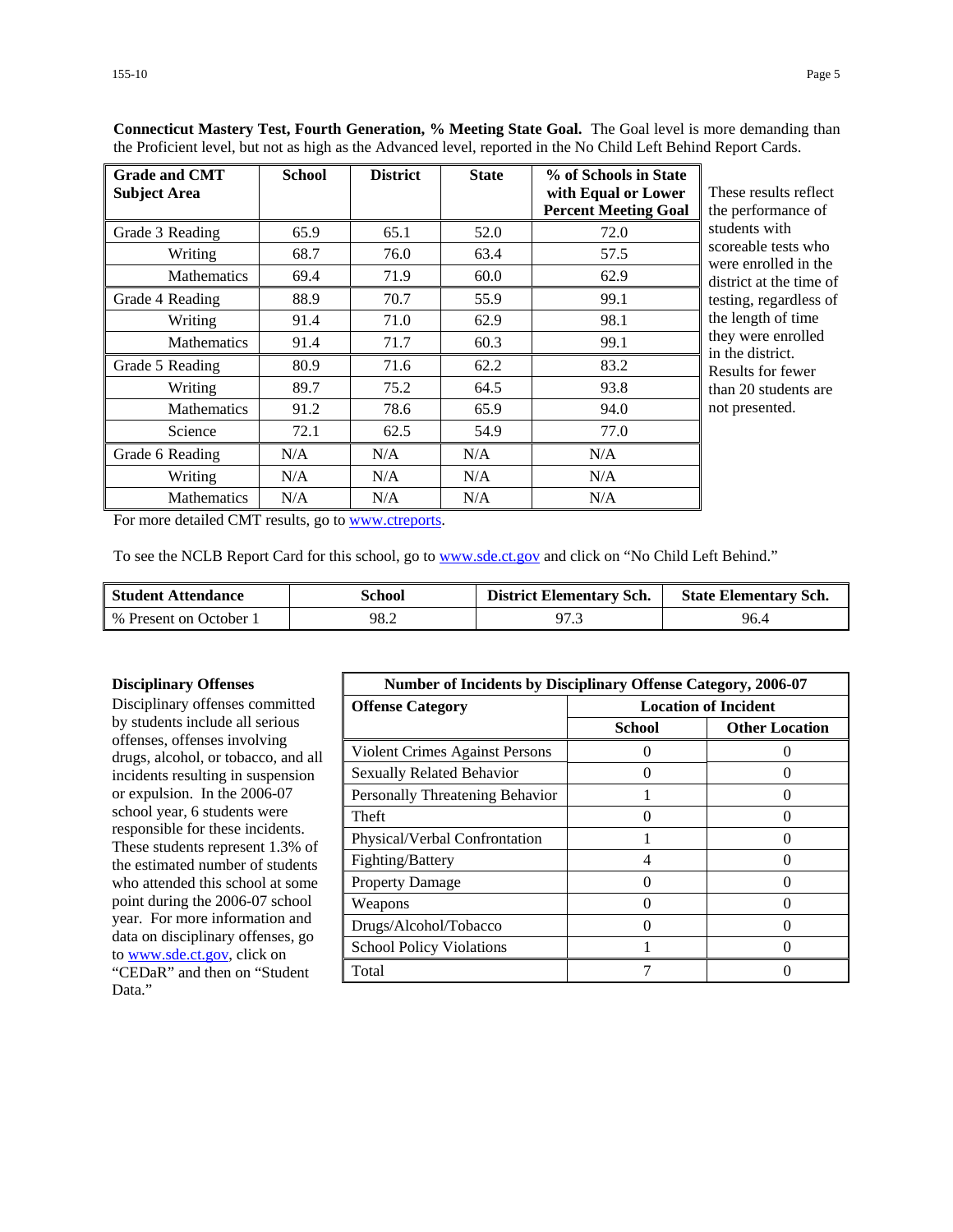**Connecticut Mastery Test, Fourth Generation, % Meeting State Goal.** The Goal level is more demanding than the Proficient level, but not as high as the Advanced level, reported in the No Child Left Behind Report Cards.

| Grade and CMT Subject Area | School | District | State | % of Schools in State with Equal or Lower Percent Meeting Goal |
|---|---|---|---|---|
| Grade 3 Reading | 65.9 | 65.1 | 52.0 | 72.0 |
| Writing | 68.7 | 76.0 | 63.4 | 57.5 |
| Mathematics | 69.4 | 71.9 | 60.0 | 62.9 |
| Grade 4 Reading | 88.9 | 70.7 | 55.9 | 99.1 |
| Writing | 91.4 | 71.0 | 62.9 | 98.1 |
| Mathematics | 91.4 | 71.7 | 60.3 | 99.1 |
| Grade 5 Reading | 80.9 | 71.6 | 62.2 | 83.2 |
| Writing | 89.7 | 75.2 | 64.5 | 93.8 |
| Mathematics | 91.2 | 78.6 | 65.9 | 94.0 |
| Science | 72.1 | 62.5 | 54.9 | 77.0 |
| Grade 6 Reading | N/A | N/A | N/A | N/A |
| Writing | N/A | N/A | N/A | N/A |
| Mathematics | N/A | N/A | N/A | N/A |

These results reflect the performance of students with scoreable tests who were enrolled in the district at the time of testing, regardless of the length of time they were enrolled in the district. Results for fewer than 20 students are not presented.

For more detailed CMT results, go to www.ctreports.

To see the NCLB Report Card for this school, go to www.sde.ct.gov and click on "No Child Left Behind."

| Student Attendance | School | District Elementary Sch. | State Elementary Sch. |
|---|---|---|---|
| % Present on October 1 | 98.2 | 97.3 | 96.4 |

**Disciplinary Offenses**

Disciplinary offenses committed by students include all serious offenses, offenses involving drugs, alcohol, or tobacco, and all incidents resulting in suspension or expulsion. In the 2006-07 school year, 6 students were responsible for these incidents. These students represent 1.3% of the estimated number of students who attended this school at some point during the 2006-07 school year. For more information and data on disciplinary offenses, go to www.sde.ct.gov, click on "CEDaR" and then on "Student Data."

| Number of Incidents by Disciplinary Offense Category, 2006-07 | | |
|---|---|---|
| **Offense Category** | **Location of Incident** | |
| | **School** | **Other Location** |
| Violent Crimes Against Persons | 0 | 0 |
| Sexually Related Behavior | 0 | 0 |
| Personally Threatening Behavior | 1 | 0 |
| Theft | 0 | 0 |
| Physical/Verbal Confrontation | 1 | 0 |
| Fighting/Battery | 4 | 0 |
| Property Damage | 0 | 0 |
| Weapons | 0 | 0 |
| Drugs/Alcohol/Tobacco | 0 | 0 |
| School Policy Violations | 1 | 0 |
| Total | 7 | 0 |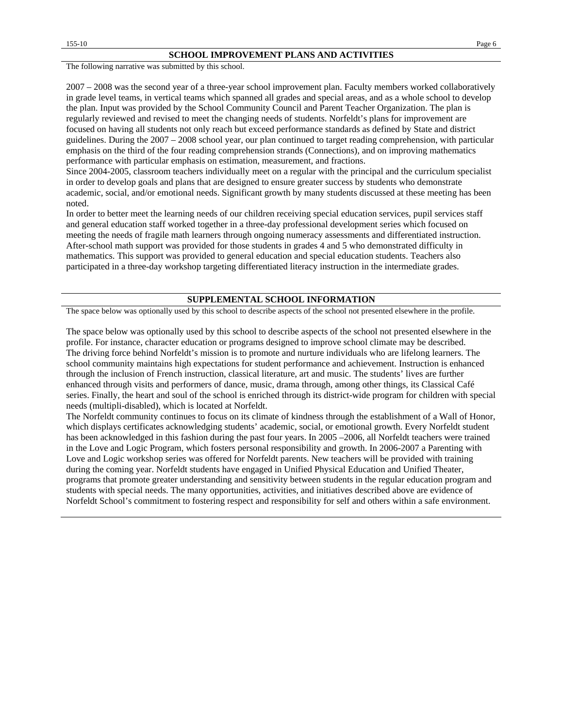## SCHOOL IMPROVEMENT PLANS AND ACTIVITIES

The following narrative was submitted by this school.

2007 – 2008 was the second year of a three-year school improvement plan. Faculty members worked collaboratively in grade level teams, in vertical teams which spanned all grades and special areas, and as a whole school to develop the plan. Input was provided by the School Community Council and Parent Teacher Organization. The plan is regularly reviewed and revised to meet the changing needs of students. Norfeldt's plans for improvement are focused on having all students not only reach but exceed performance standards as defined by State and district guidelines. During the 2007 – 2008 school year, our plan continued to target reading comprehension, with particular emphasis on the third of the four reading comprehension strands (Connections), and on improving mathematics performance with particular emphasis on estimation, measurement, and fractions.
Since 2004-2005, classroom teachers individually meet on a regular with the principal and the curriculum specialist in order to develop goals and plans that are designed to ensure greater success by students who demonstrate academic, social, and/or emotional needs. Significant growth by many students discussed at these meeting has been noted.
In order to better meet the learning needs of our children receiving special education services, pupil services staff and general education staff worked together in a three-day professional development series which focused on meeting the needs of fragile math learners through ongoing numeracy assessments and differentiated instruction. After-school math support was provided for those students in grades 4 and 5 who demonstrated difficulty in mathematics. This support was provided to general education and special education students. Teachers also participated in a three-day workshop targeting differentiated literacy instruction in the intermediate grades.

## SUPPLEMENTAL SCHOOL INFORMATION

The space below was optionally used by this school to describe aspects of the school not presented elsewhere in the profile.

The space below was optionally used by this school to describe aspects of the school not presented elsewhere in the profile. For instance, character education or programs designed to improve school climate may be described.
The driving force behind Norfeldt's mission is to promote and nurture individuals who are lifelong learners. The school community maintains high expectations for student performance and achievement. Instruction is enhanced through the inclusion of French instruction, classical literature, art and music. The students' lives are further enhanced through visits and performers of dance, music, drama through, among other things, its Classical Café series. Finally, the heart and soul of the school is enriched through its district-wide program for children with special needs (multipli-disabled), which is located at Norfeldt.
The Norfeldt community continues to focus on its climate of kindness through the establishment of a Wall of Honor, which displays certificates acknowledging students' academic, social, or emotional growth. Every Norfeldt student has been acknowledged in this fashion during the past four years. In 2005 –2006, all Norfeldt teachers were trained in the Love and Logic Program, which fosters personal responsibility and growth. In 2006-2007 a Parenting with Love and Logic workshop series was offered for Norfeldt parents. New teachers will be provided with training during the coming year. Norfeldt students have engaged in Unified Physical Education and Unified Theater, programs that promote greater understanding and sensitivity between students in the regular education program and students with special needs. The many opportunities, activities, and initiatives described above are evidence of Norfeldt School's commitment to fostering respect and responsibility for self and others within a safe environment.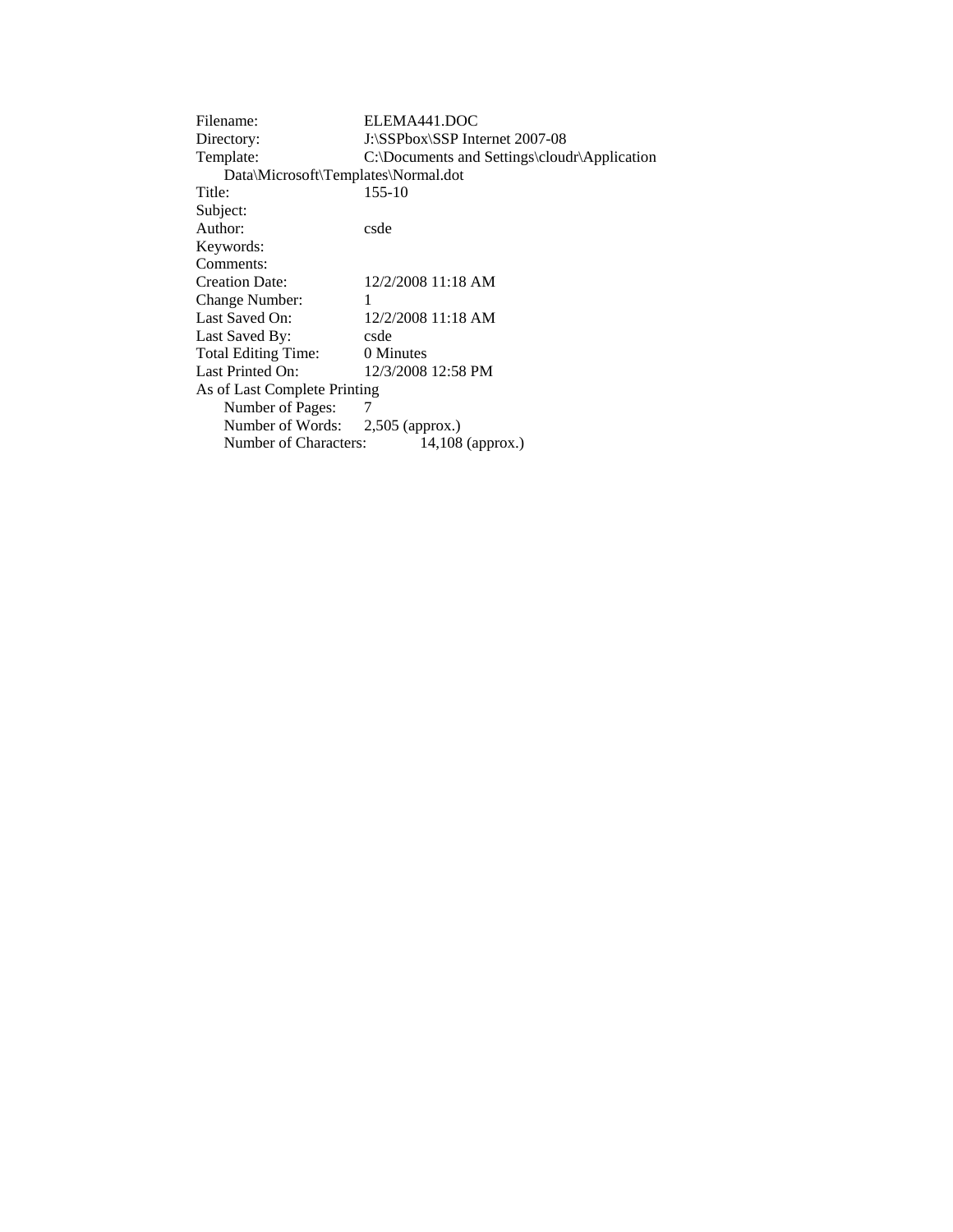Filename: ELEMA441.DOC
Directory: J:\SSPbox\SSP Internet 2007-08
Template: C:\Documents and Settings\cloudr\Application Data\Microsoft\Templates\Normal.dot
Title: 155-10
Subject:
Author: csde
Keywords:
Comments:
Creation Date: 12/2/2008 11:18 AM
Change Number: 1
Last Saved On: 12/2/2008 11:18 AM
Last Saved By: csde
Total Editing Time: 0 Minutes
Last Printed On: 12/3/2008 12:58 PM
As of Last Complete Printing
Number of Pages: 7
Number of Words: 2,505 (approx.)
Number of Characters: 14,108 (approx.)